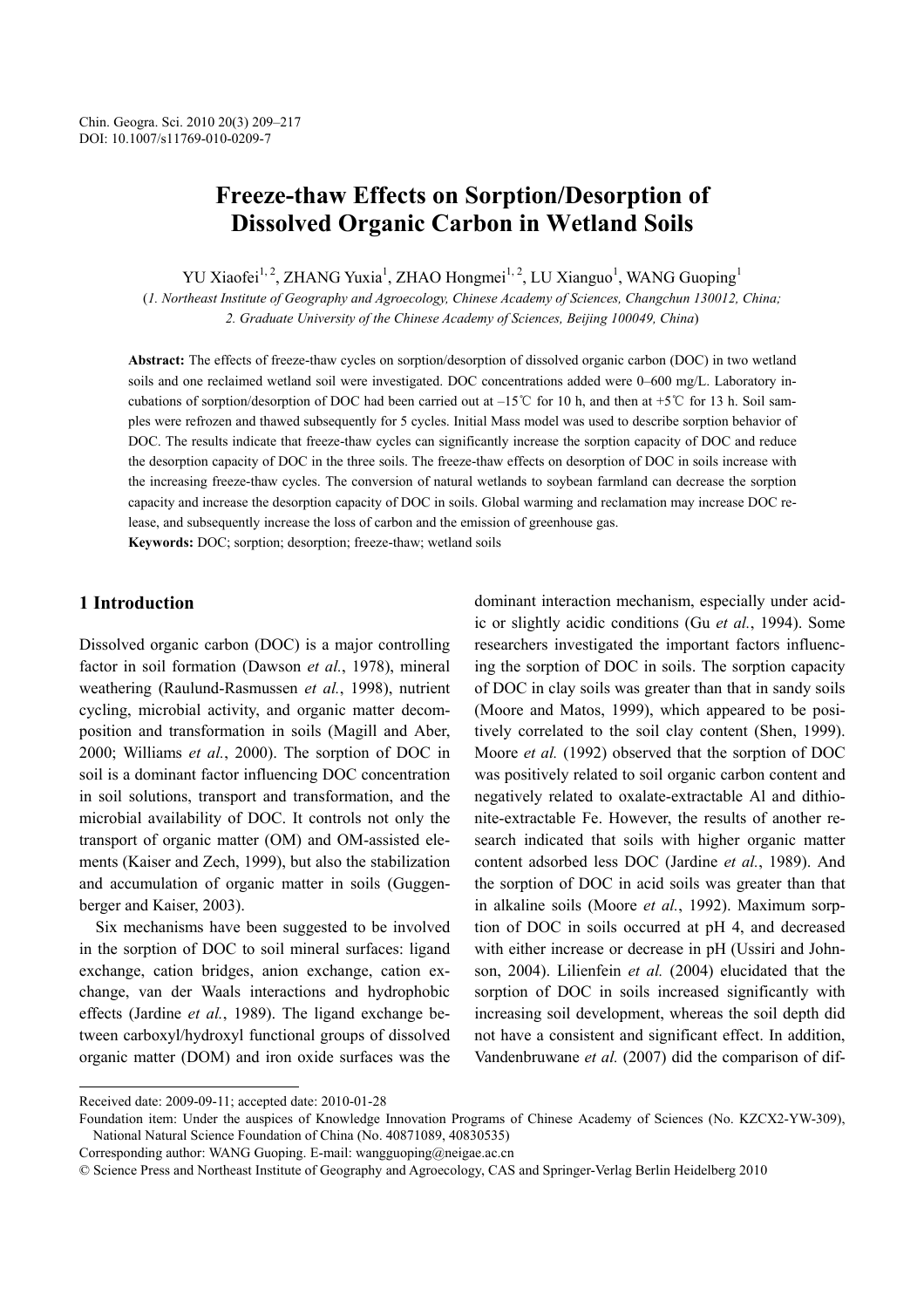Chin. Geogra. Sci. 2010 20(3) 209–217
DOI: 10.1007/s11769-010-0209-7

# Freeze-thaw Effects on Sorption/Desorption of Dissolved Organic Carbon in Wetland Soils

YU Xiaofei[1, 2], ZHANG Yuxia[1], ZHAO Hongmei[1, 2], LU Xianguo[1], WANG Guoping[1]

(*1. Northeast Institute of Geography and Agroecology, Chinese Academy of Sciences, Changchun 130012, China; 2. Graduate University of the Chinese Academy of Sciences, Beijing 100049, China*)

**Abstract:** The effects of freeze-thaw cycles on sorption/desorption of dissolved organic carbon (DOC) in two wetland soils and one reclaimed wetland soil were investigated. DOC concentrations added were 0–600 mg/L. Laboratory incubations of sorption/desorption of DOC had been carried out at –15℃ for 10 h, and then at +5℃ for 13 h. Soil samples were refrozen and thawed subsequently for 5 cycles. Initial Mass model was used to describe sorption behavior of DOC. The results indicate that freeze-thaw cycles can significantly increase the sorption capacity of DOC and reduce the desorption capacity of DOC in the three soils. The freeze-thaw effects on desorption of DOC in soils increase with the increasing freeze-thaw cycles. The conversion of natural wetlands to soybean farmland can decrease the sorption capacity and increase the desorption capacity of DOC in soils. Global warming and reclamation may increase DOC release, and subsequently increase the loss of carbon and the emission of greenhouse gas.

**Keywords:** DOC; sorption; desorption; freeze-thaw; wetland soils

## 1 Introduction

Dissolved organic carbon (DOC) is a major controlling factor in soil formation (Dawson *et al.*, 1978), mineral weathering (Raulund-Rasmussen *et al.*, 1998), nutrient cycling, microbial activity, and organic matter decomposition and transformation in soils (Magill and Aber, 2000; Williams *et al.*, 2000). The sorption of DOC in soil is a dominant factor influencing DOC concentration in soil solutions, transport and transformation, and the microbial availability of DOC. It controls not only the transport of organic matter (OM) and OM-assisted elements (Kaiser and Zech, 1999), but also the stabilization and accumulation of organic matter in soils (Guggenberger and Kaiser, 2003).

Six mechanisms have been suggested to be involved in the sorption of DOC to soil mineral surfaces: ligand exchange, cation bridges, anion exchange, cation exchange, van der Waals interactions and hydrophobic effects (Jardine *et al.*, 1989). The ligand exchange between carboxyl/hydroxyl functional groups of dissolved organic matter (DOM) and iron oxide surfaces was the dominant interaction mechanism, especially under acidic or slightly acidic conditions (Gu *et al.*, 1994). Some researchers investigated the important factors influencing the sorption of DOC in soils. The sorption capacity of DOC in clay soils was greater than that in sandy soils (Moore and Matos, 1999), which appeared to be positively correlated to the soil clay content (Shen, 1999). Moore *et al.* (1992) observed that the sorption of DOC was positively related to soil organic carbon content and negatively related to oxalate-extractable Al and dithionite-extractable Fe. However, the results of another research indicated that soils with higher organic matter content adsorbed less DOC (Jardine *et al.*, 1989). And the sorption of DOC in acid soils was greater than that in alkaline soils (Moore *et al.*, 1992). Maximum sorption of DOC in soils occurred at pH 4, and decreased with either increase or decrease in pH (Ussiri and Johnson, 2004). Lilienfein *et al.* (2004) elucidated that the sorption of DOC in soils increased significantly with increasing soil development, whereas the soil depth did not have a consistent and significant effect. In addition, Vandenbruwane *et al.* (2007) did the comparison of dif-

---

Received date: 2009-09-11; accepted date: 2010-01-28

Foundation item: Under the auspices of Knowledge Innovation Programs of Chinese Academy of Sciences (No. KZCX2-YW-309), National Natural Science Foundation of China (No. 40871089, 40830535)

Corresponding author: WANG Guoping. E-mail: wangguoping@neigae.ac.cn

© Science Press and Northeast Institute of Geography and Agroecology, CAS and Springer-Verlag Berlin Heidelberg 2010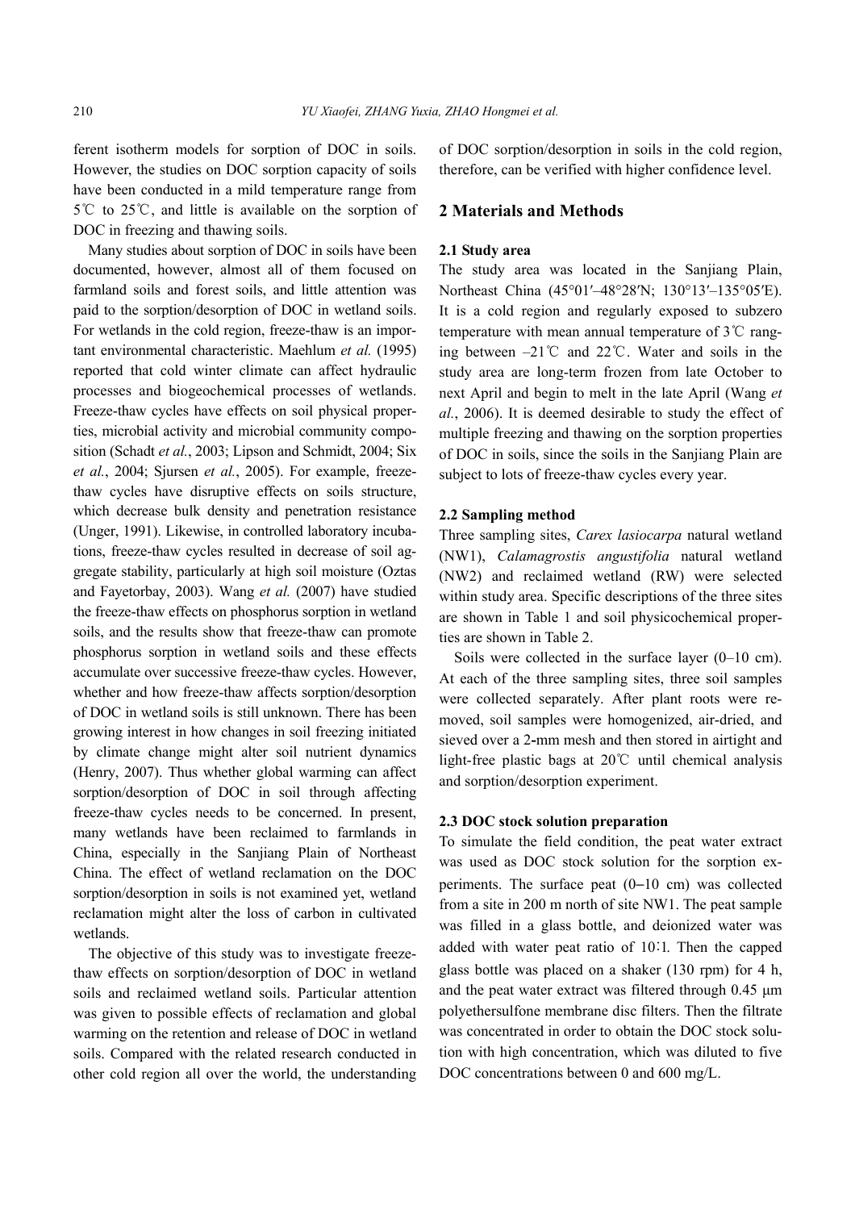ferent isotherm models for sorption of DOC in soils. However, the studies on DOC sorption capacity of soils have been conducted in a mild temperature range from 5℃ to 25℃, and little is available on the sorption of DOC in freezing and thawing soils.

Many studies about sorption of DOC in soils have been documented, however, almost all of them focused on farmland soils and forest soils, and little attention was paid to the sorption/desorption of DOC in wetland soils. For wetlands in the cold region, freeze-thaw is an important environmental characteristic. Maehlum *et al.* (1995) reported that cold winter climate can affect hydraulic processes and biogeochemical processes of wetlands. Freeze-thaw cycles have effects on soil physical properties, microbial activity and microbial community composition (Schadt *et al.*, 2003; Lipson and Schmidt, 2004; Six *et al.*, 2004; Sjursen *et al.*, 2005). For example, freeze-thaw cycles have disruptive effects on soils structure, which decrease bulk density and penetration resistance (Unger, 1991). Likewise, in controlled laboratory incubations, freeze-thaw cycles resulted in decrease of soil aggregate stability, particularly at high soil moisture (Oztas and Fayetorbay, 2003). Wang *et al.* (2007) have studied the freeze-thaw effects on phosphorus sorption in wetland soils, and the results show that freeze-thaw can promote phosphorus sorption in wetland soils and these effects accumulate over successive freeze-thaw cycles. However, whether and how freeze-thaw affects sorption/desorption of DOC in wetland soils is still unknown. There has been growing interest in how changes in soil freezing initiated by climate change might alter soil nutrient dynamics (Henry, 2007). Thus whether global warming can affect sorption/desorption of DOC in soil through affecting freeze-thaw cycles needs to be concerned. In present, many wetlands have been reclaimed to farmlands in China, especially in the Sanjiang Plain of Northeast China. The effect of wetland reclamation on the DOC sorption/desorption in soils is not examined yet, wetland reclamation might alter the loss of carbon in cultivated wetlands.

The objective of this study was to investigate freeze-thaw effects on sorption/desorption of DOC in wetland soils and reclaimed wetland soils. Particular attention was given to possible effects of reclamation and global warming on the retention and release of DOC in wetland soils. Compared with the related research conducted in other cold region all over the world, the understanding of DOC sorption/desorption in soils in the cold region, therefore, can be verified with higher confidence level.

## 2 Materials and Methods

### 2.1 Study area

The study area was located in the Sanjiang Plain, Northeast China (45°01′–48°28′N; 130°13′–135°05′E). It is a cold region and regularly exposed to subzero temperature with mean annual temperature of 3℃ ranging between –21℃ and 22℃. Water and soils in the study area are long-term frozen from late October to next April and begin to melt in the late April (Wang *et al.*, 2006). It is deemed desirable to study the effect of multiple freezing and thawing on the sorption properties of DOC in soils, since the soils in the Sanjiang Plain are subject to lots of freeze-thaw cycles every year.

### 2.2 Sampling method

Three sampling sites, *Carex lasiocarpa* natural wetland (NW1), *Calamagrostis angustifolia* natural wetland (NW2) and reclaimed wetland (RW) were selected within study area. Specific descriptions of the three sites are shown in Table 1 and soil physicochemical properties are shown in Table 2.

Soils were collected in the surface layer (0–10 cm). At each of the three sampling sites, three soil samples were collected separately. After plant roots were removed, soil samples were homogenized, air-dried, and sieved over a 2-mm mesh and then stored in airtight and light-free plastic bags at 20℃ until chemical analysis and sorption/desorption experiment.

### 2.3 DOC stock solution preparation

To simulate the field condition, the peat water extract was used as DOC stock solution for the sorption experiments. The surface peat (0–10 cm) was collected from a site in 200 m north of site NW1. The peat sample was filled in a glass bottle, and deionized water was added with water peat ratio of 10∶1. Then the capped glass bottle was placed on a shaker (130 rpm) for 4 h, and the peat water extract was filtered through 0.45 μm polyethersulfone membrane disc filters. Then the filtrate was concentrated in order to obtain the DOC stock solution with high concentration, which was diluted to five DOC concentrations between 0 and 600 mg/L.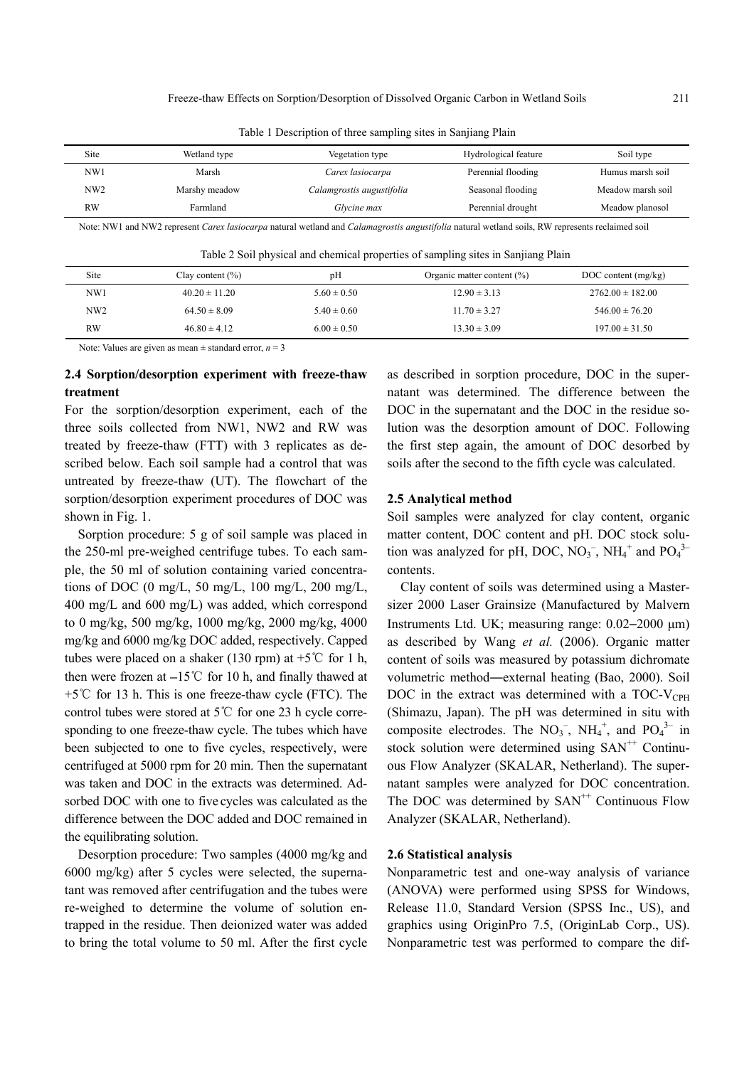Table 1 Description of three sampling sites in Sanjiang Plain

| Site | Wetland type | Vegetation type | Hydrological feature | Soil type |
|---|---|---|---|---|
| NW1 | Marsh | *Carex lasiocarpa* | Perennial flooding | Humus marsh soil |
| NW2 | Marshy meadow | *Calamgrostis augustifolia* | Seasonal flooding | Meadow marsh soil |
| RW | Farmland | *Glycine max* | Perennial drought | Meadow planosol |

Note: NW1 and NW2 represent *Carex lasiocarpa* natural wetland and *Calamagrostis angustifolia* natural wetland soils, RW represents reclaimed soil

Table 2 Soil physical and chemical properties of sampling sites in Sanjiang Plain

| Site | Clay content (%) | pH | Organic matter content (%) | DOC content (mg/kg) |
|---|---|---|---|---|
| NW1 | 40.20 ± 11.20 | 5.60 ± 0.50 | 12.90 ± 3.13 | 2762.00 ± 182.00 |
| NW2 | 64.50 ± 8.09 | 5.40 ± 0.60 | 11.70 ± 3.27 | 546.00 ± 76.20 |
| RW | 46.80 ± 4.12 | 6.00 ± 0.50 | 13.30 ± 3.09 | 197.00 ± 31.50 |

Note: Values are given as mean ± standard error, $n = 3$

### 2.4 Sorption/desorption experiment with freeze-thaw treatment

For the sorption/desorption experiment, each of the three soils collected from NW1, NW2 and RW was treated by freeze-thaw (FTT) with 3 replicates as described below. Each soil sample had a control that was untreated by freeze-thaw (UT). The flowchart of the sorption/desorption experiment procedures of DOC was shown in Fig. 1.

Sorption procedure: 5 g of soil sample was placed in the 250-ml pre-weighed centrifuge tubes. To each sample, the 50 ml of solution containing varied concentrations of DOC (0 mg/L, 50 mg/L, 100 mg/L, 200 mg/L, 400 mg/L and 600 mg/L) was added, which correspond to 0 mg/kg, 500 mg/kg, 1000 mg/kg, 2000 mg/kg, 4000 mg/kg and 6000 mg/kg DOC added, respectively. Capped tubes were placed on a shaker (130 rpm) at +5℃ for 1 h, then were frozen at −15℃ for 10 h, and finally thawed at +5℃ for 13 h. This is one freeze-thaw cycle (FTC). The control tubes were stored at 5℃ for one 23 h cycle corresponding to one freeze-thaw cycle. The tubes which have been subjected to one to five cycles, respectively, were centrifuged at 5000 rpm for 20 min. Then the supernatant was taken and DOC in the extracts was determined. Adsorbed DOC with one to five cycles was calculated as the difference between the DOC added and DOC remained in the equilibrating solution.

Desorption procedure: Two samples (4000 mg/kg and 6000 mg/kg) after 5 cycles were selected, the supernatant was removed after centrifugation and the tubes were re-weighed to determine the volume of solution entrapped in the residue. Then deionized water was added to bring the total volume to 50 ml. After the first cycle as described in sorption procedure, DOC in the supernatant was determined. The difference between the DOC in the supernatant and the DOC in the residue solution was the desorption amount of DOC. Following the first step again, the amount of DOC desorbed by soils after the second to the fifth cycle was calculated.

### 2.5 Analytical method

Soil samples were analyzed for clay content, organic matter content, DOC content and pH. DOC stock solution was analyzed for pH, DOC, $NO_3^-$, $NH_4^+$ and $PO_4^{3-}$ contents.

Clay content of soils was determined using a Mastersizer 2000 Laser Grainsize (Manufactured by Malvern Instruments Ltd. UK; measuring range: 0.02–2000 μm) as described by Wang *et al.* (2006). Organic matter content of soils was measured by potassium dichromate volumetric method—external heating (Bao, 2000). Soil DOC in the extract was determined with a TOC-$V_{CPH}$ (Shimazu, Japan). The pH was determined in situ with composite electrodes. The $NO_3^-$, $NH_4^+$, and $PO_4^{3-}$ in stock solution were determined using $SAN^{++}$ Continuous Flow Analyzer (SKALAR, Netherland). The supernatant samples were analyzed for DOC concentration. The DOC was determined by $SAN^{++}$ Continuous Flow Analyzer (SKALAR, Netherland).

### 2.6 Statistical analysis

Nonparametric test and one-way analysis of variance (ANOVA) were performed using SPSS for Windows, Release 11.0, Standard Version (SPSS Inc., US), and graphics using OriginPro 7.5, (OriginLab Corp., US). Nonparametric test was performed to compare the dif-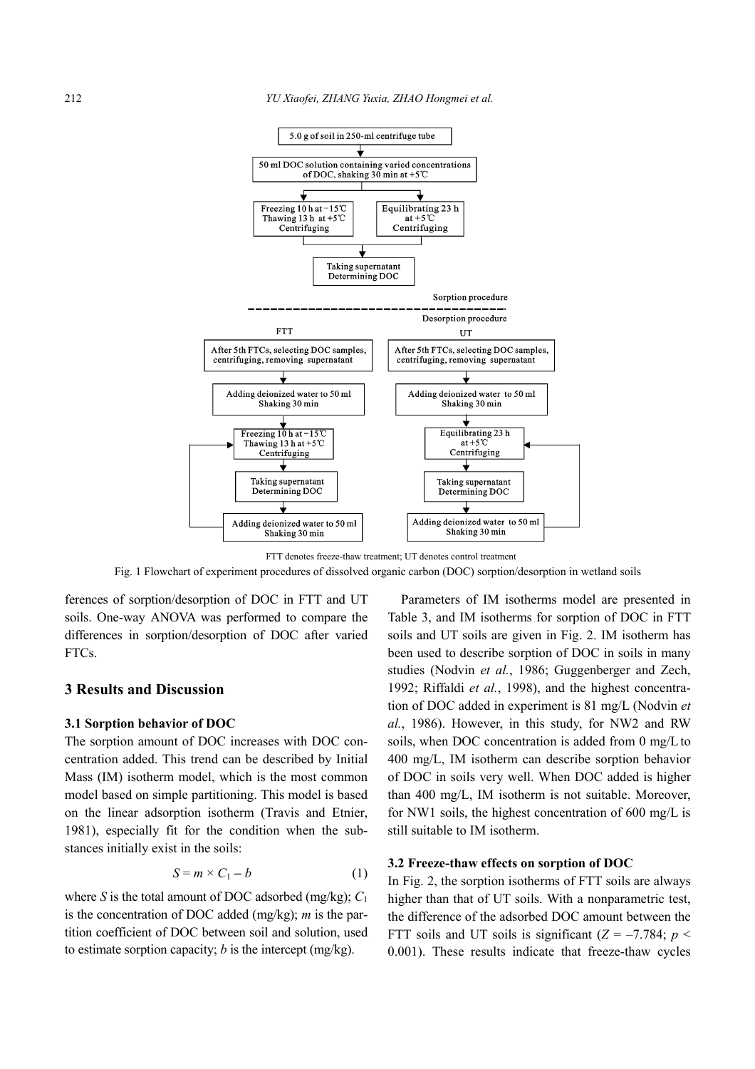FTT denotes freeze-thaw treatment; UT denotes control treatment

Fig. 1 Flowchart of experiment procedures of dissolved organic carbon (DOC) sorption/desorption in wetland soils

ferences of sorption/desorption of DOC in FTT and UT soils. One-way ANOVA was performed to compare the differences in sorption/desorption of DOC after varied FTCs.

## 3 Results and Discussion

### 3.1 Sorption behavior of DOC

The sorption amount of DOC increases with DOC concentration added. This trend can be described by Initial Mass (IM) isotherm model, which is the most common model based on simple partitioning. This model is based on the linear adsorption isotherm (Travis and Etnier, 1981), especially fit for the condition when the substances initially exist in the soils:

$$S = m \times C_1 - b \quad (1)$$

where $S$ is the total amount of DOC adsorbed (mg/kg); $C_1$ is the concentration of DOC added (mg/kg); $m$ is the partition coefficient of DOC between soil and solution, used to estimate sorption capacity; $b$ is the intercept (mg/kg).

Parameters of IM isotherms model are presented in Table 3, and IM isotherms for sorption of DOC in FTT soils and UT soils are given in Fig. 2. IM isotherm has been used to describe sorption of DOC in soils in many studies (Nodvin *et al.*, 1986; Guggenberger and Zech, 1992; Riffaldi *et al.*, 1998), and the highest concentration of DOC added in experiment is 81 mg/L (Nodvin *et al.*, 1986). However, in this study, for NW2 and RW soils, when DOC concentration is added from 0 mg/L to 400 mg/L, IM isotherm can describe sorption behavior of DOC in soils very well. When DOC added is higher than 400 mg/L, IM isotherm is not suitable. Moreover, for NW1 soils, the highest concentration of 600 mg/L is still suitable to IM isotherm.

### 3.2 Freeze-thaw effects on sorption of DOC

In Fig. 2, the sorption isotherms of FTT soils are always higher than that of UT soils. With a nonparametric test, the difference of the adsorbed DOC amount between the FTT soils and UT soils is significant ($Z = -7.784$; $p < 0.001$). These results indicate that freeze-thaw cycles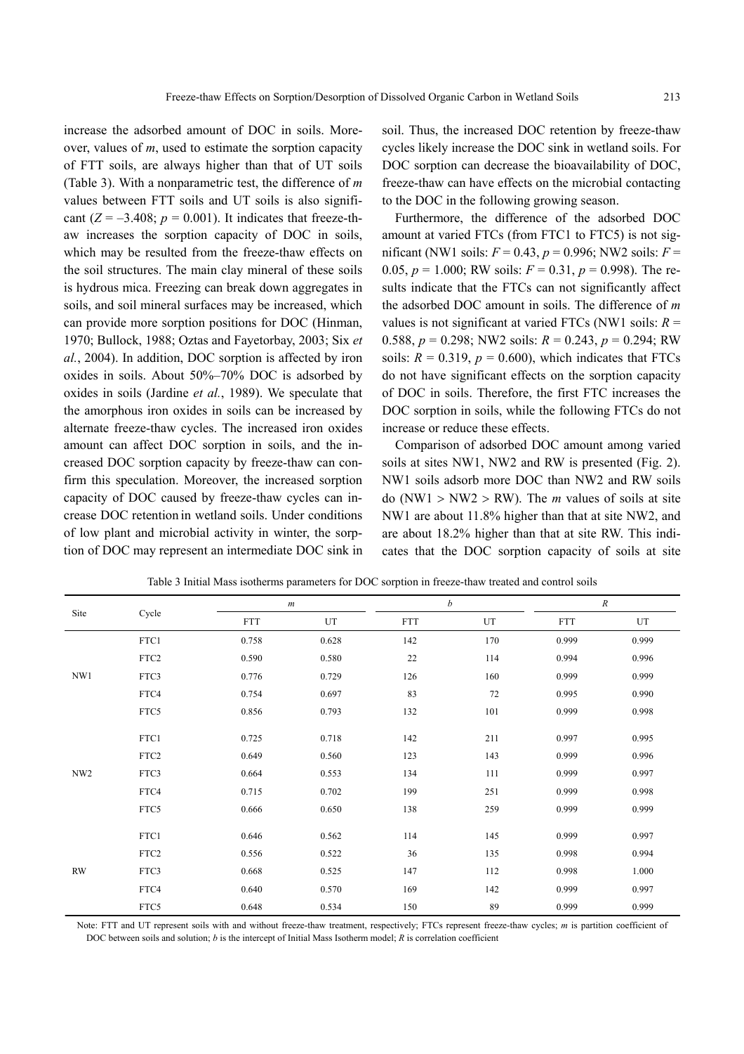increase the adsorbed amount of DOC in soils. Moreover, values of $m$, used to estimate the sorption capacity of FTT soils, are always higher than that of UT soils (Table 3). With a nonparametric test, the difference of $m$ values between FTT soils and UT soils is also significant ($Z = -3.408$; $p = 0.001$). It indicates that freeze-thaw increases the sorption capacity of DOC in soils, which may be resulted from the freeze-thaw effects on the soil structures. The main clay mineral of these soils is hydrous mica. Freezing can break down aggregates in soils, and soil mineral surfaces may be increased, which can provide more sorption positions for DOC (Hinman, 1970; Bullock, 1988; Oztas and Fayetorbay, 2003; Six *et al.*, 2004). In addition, DOC sorption is affected by iron oxides in soils. About 50%–70% DOC is adsorbed by oxides in soils (Jardine *et al.*, 1989). We speculate that the amorphous iron oxides in soils can be increased by alternate freeze-thaw cycles. The increased iron oxides amount can affect DOC sorption in soils, and the increased DOC sorption capacity by freeze-thaw can confirm this speculation. Moreover, the increased sorption capacity of DOC caused by freeze-thaw cycles can increase DOC retention in wetland soils. Under conditions of low plant and microbial activity in winter, the sorption of DOC may represent an intermediate DOC sink in soil. Thus, the increased DOC retention by freeze-thaw cycles likely increase the DOC sink in wetland soils. For DOC sorption can decrease the bioavailability of DOC, freeze-thaw can have effects on the microbial contacting to the DOC in the following growing season.

Furthermore, the difference of the adsorbed DOC amount at varied FTCs (from FTC1 to FTC5) is not significant (NW1 soils: $F = 0.43$, $p = 0.996$; NW2 soils: $F = 0.05$, $p = 1.000$; RW soils: $F = 0.31$, $p = 0.998$). The results indicate that the FTCs can not significantly affect the adsorbed DOC amount in soils. The difference of $m$ values is not significant at varied FTCs (NW1 soils: $R = 0.588$, $p = 0.298$; NW2 soils: $R = 0.243$, $p = 0.294$; RW soils: $R = 0.319$, $p = 0.600$), which indicates that FTCs do not have significant effects on the sorption capacity of DOC in soils. Therefore, the first FTC increases the DOC sorption in soils, while the following FTCs do not increase or reduce these effects.

Comparison of adsorbed DOC amount among varied soils at sites NW1, NW2 and RW is presented (Fig. 2). NW1 soils adsorb more DOC than NW2 and RW soils do (NW1 > NW2 > RW). The $m$ values of soils at site NW1 are about 11.8% higher than that at site NW2, and are about 18.2% higher than that at site RW. This indicates that the DOC sorption capacity of soils at site

Table 3 Initial Mass isotherms parameters for DOC sorption in freeze-thaw treated and control soils

| Site | Cycle | $m$ | | $b$ | | $R$ | |
|---|---|---|---|---|---|---|---|
| | | FTT | UT | FTT | UT | FTT | UT |
| NW1 | FTC1 | 0.758 | 0.628 | 142 | 170 | 0.999 | 0.999 |
| | FTC2 | 0.590 | 0.580 | 22 | 114 | 0.994 | 0.996 |
| | FTC3 | 0.776 | 0.729 | 126 | 160 | 0.999 | 0.999 |
| | FTC4 | 0.754 | 0.697 | 83 | 72 | 0.995 | 0.990 |
| | FTC5 | 0.856 | 0.793 | 132 | 101 | 0.999 | 0.998 |
| NW2 | FTC1 | 0.725 | 0.718 | 142 | 211 | 0.997 | 0.995 |
| | FTC2 | 0.649 | 0.560 | 123 | 143 | 0.999 | 0.996 |
| | FTC3 | 0.664 | 0.553 | 134 | 111 | 0.999 | 0.997 |
| | FTC4 | 0.715 | 0.702 | 199 | 251 | 0.999 | 0.998 |
| | FTC5 | 0.666 | 0.650 | 138 | 259 | 0.999 | 0.999 |
| RW | FTC1 | 0.646 | 0.562 | 114 | 145 | 0.999 | 0.997 |
| | FTC2 | 0.556 | 0.522 | 36 | 135 | 0.998 | 0.994 |
| | FTC3 | 0.668 | 0.525 | 147 | 112 | 0.998 | 1.000 |
| | FTC4 | 0.640 | 0.570 | 169 | 142 | 0.999 | 0.997 |
| | FTC5 | 0.648 | 0.534 | 150 | 89 | 0.999 | 0.999 |

Note: FTT and UT represent soils with and without freeze-thaw treatment, respectively; FTCs represent freeze-thaw cycles; $m$ is partition coefficient of DOC between soils and solution; $b$ is the intercept of Initial Mass Isotherm model; $R$ is correlation coefficient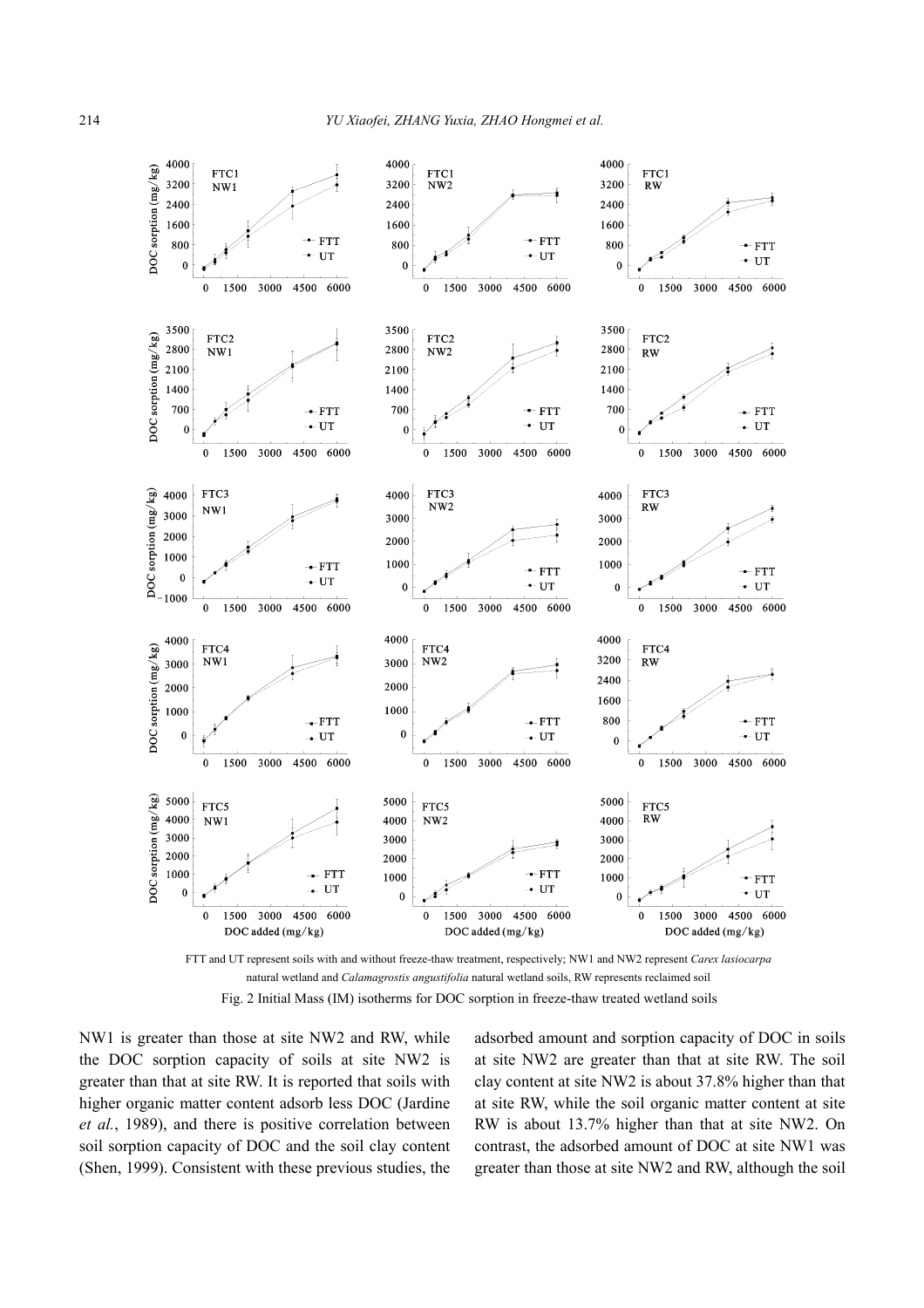FTT and UT represent soils with and without freeze-thaw treatment, respectively; NW1 and NW2 represent *Carex lasiocarpa* natural wetland and *Calamagrostis angustifolia* natural wetland soils, RW represents reclaimed soil

Fig. 2 Initial Mass (IM) isotherms for DOC sorption in freeze-thaw treated wetland soils

NW1 is greater than those at site NW2 and RW, while the DOC sorption capacity of soils at site NW2 is greater than that at site RW. It is reported that soils with higher organic matter content adsorb less DOC (Jardine *et al.*, 1989), and there is positive correlation between soil sorption capacity of DOC and the soil clay content (Shen, 1999). Consistent with these previous studies, the adsorbed amount and sorption capacity of DOC in soils at site NW2 are greater than that at site RW. The soil clay content at site NW2 is about 37.8% higher than that at site RW, while the soil organic matter content at site RW is about 13.7% higher than that at site NW2. On contrast, the adsorbed amount of DOC at site NW1 was greater than those at site NW2 and RW, although the soil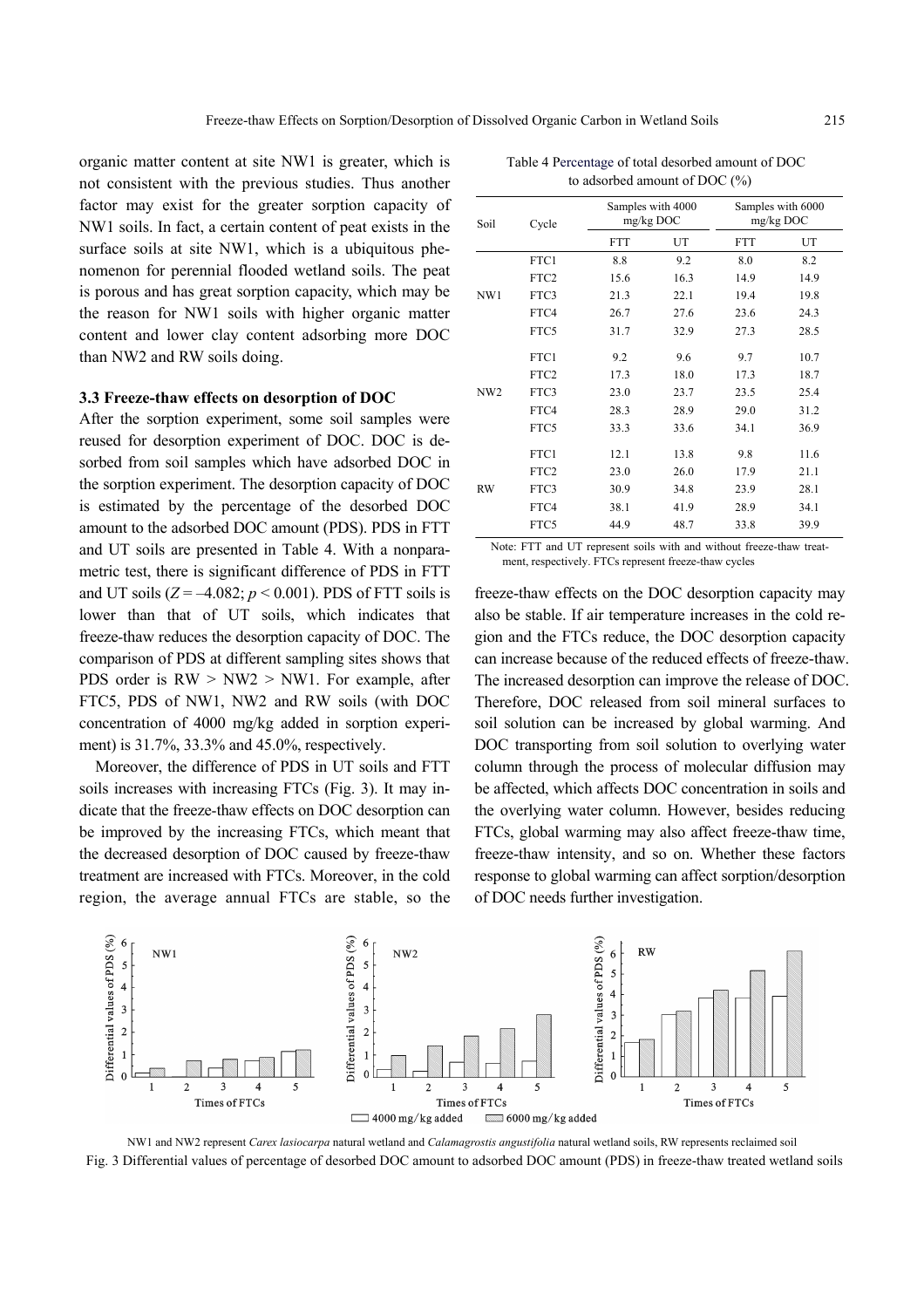organic matter content at site NW1 is greater, which is not consistent with the previous studies. Thus another factor may exist for the greater sorption capacity of NW1 soils. In fact, a certain content of peat exists in the surface soils at site NW1, which is a ubiquitous phenomenon for perennial flooded wetland soils. The peat is porous and has great sorption capacity, which may be the reason for NW1 soils with higher organic matter content and lower clay content adsorbing more DOC than NW2 and RW soils doing.

### 3.3 Freeze-thaw effects on desorption of DOC

After the sorption experiment, some soil samples were reused for desorption experiment of DOC. DOC is desorbed from soil samples which have adsorbed DOC in the sorption experiment. The desorption capacity of DOC is estimated by the percentage of the desorbed DOC amount to the adsorbed DOC amount (PDS). PDS in FTT and UT soils are presented in Table 4. With a nonparametric test, there is significant difference of PDS in FTT and UT soils ($Z = -4.082$; $p < 0.001$). PDS of FTT soils is lower than that of UT soils, which indicates that freeze-thaw reduces the desorption capacity of DOC. The comparison of PDS at different sampling sites shows that PDS order is RW > NW2 > NW1. For example, after FTC5, PDS of NW1, NW2 and RW soils (with DOC concentration of 4000 mg/kg added in sorption experiment) is 31.7%, 33.3% and 45.0%, respectively.

Table 4 Percentage of total desorbed amount of DOC to adsorbed amount of DOC (%)

| Soil | Cycle | Samples with 4000 mg/kg DOC | | Samples with 6000 mg/kg DOC | |
|---|---|---|---|---|---|
| | | FTT | UT | FTT | UT |
| NW1 | FTC1 | 8.8 | 9.2 | 8.0 | 8.2 |
| | FTC2 | 15.6 | 16.3 | 14.9 | 14.9 |
| | FTC3 | 21.3 | 22.1 | 19.4 | 19.8 |
| | FTC4 | 26.7 | 27.6 | 23.6 | 24.3 |
| | FTC5 | 31.7 | 32.9 | 27.3 | 28.5 |
| NW2 | FTC1 | 9.2 | 9.6 | 9.7 | 10.7 |
| | FTC2 | 17.3 | 18.0 | 17.3 | 18.7 |
| | FTC3 | 23.0 | 23.7 | 23.5 | 25.4 |
| | FTC4 | 28.3 | 28.9 | 29.0 | 31.2 |
| | FTC5 | 33.3 | 33.6 | 34.1 | 36.9 |
| RW | FTC1 | 12.1 | 13.8 | 9.8 | 11.6 |
| | FTC2 | 23.0 | 26.0 | 17.9 | 21.1 |
| | FTC3 | 30.9 | 34.8 | 23.9 | 28.1 |
| | FTC4 | 38.1 | 41.9 | 28.9 | 34.1 |
| | FTC5 | 44.9 | 48.7 | 33.8 | 39.9 |

Note: FTT and UT represent soils with and without freeze-thaw treatment, respectively. FTCs represent freeze-thaw cycles

Moreover, the difference of PDS in UT soils and FTT soils increases with increasing FTCs (Fig. 3). It may indicate that the freeze-thaw effects on DOC desorption can be improved by the increasing FTCs, which meant that the decreased desorption of DOC caused by freeze-thaw treatment are increased with FTCs. Moreover, in the cold region, the average annual FTCs are stable, so the freeze-thaw effects on the DOC desorption capacity may also be stable. If air temperature increases in the cold region and the FTCs reduce, the DOC desorption capacity can increase because of the reduced effects of freeze-thaw. The increased desorption can improve the release of DOC. Therefore, DOC released from soil mineral surfaces to soil solution can be increased by global warming. And DOC transporting from soil solution to overlying water column through the process of molecular diffusion may be affected, which affects DOC concentration in soils and the overlying water column. However, besides reducing FTCs, global warming may also affect freeze-thaw time, freeze-thaw intensity, and so on. Whether these factors response to global warming can affect sorption/desorption of DOC needs further investigation.

NW1 and NW2 represent *Carex lasiocarpa* natural wetland and *Calamagrostis angustifolia* natural wetland soils, RW represents reclaimed soil

Fig. 3 Differential values of percentage of desorbed DOC amount to adsorbed DOC amount (PDS) in freeze-thaw treated wetland soils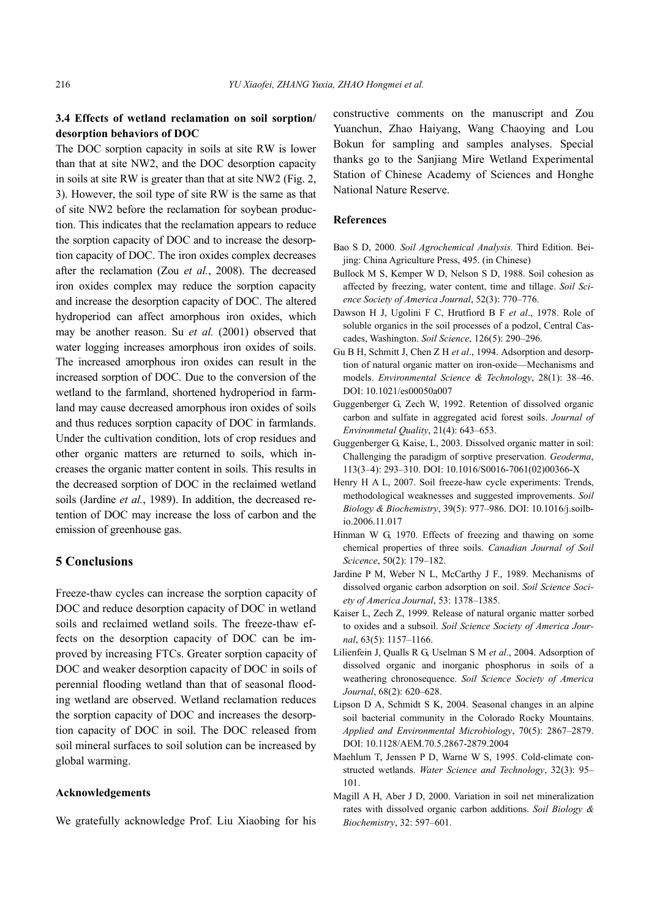### 3.4 Effects of wetland reclamation on soil sorption/desorption behaviors of DOC

The DOC sorption capacity in soils at site RW is lower than that at site NW2, and the DOC desorption capacity in soils at site RW is greater than that at site NW2 (Fig. 2, 3). However, the soil type of site RW is the same as that of site NW2 before the reclamation for soybean production. This indicates that the reclamation appears to reduce the sorption capacity of DOC and to increase the desorption capacity of DOC. The iron oxides complex decreases after the reclamation (Zou *et al.*, 2008). The decreased iron oxides complex may reduce the sorption capacity and increase the desorption capacity of DOC. The altered hydroperiod can affect amorphous iron oxides, which may be another reason. Su *et al.* (2001) observed that water logging increases amorphous iron oxides of soils. The increased amorphous iron oxides can result in the increased sorption of DOC. Due to the conversion of the wetland to the farmland, shortened hydroperiod in farmland may cause decreased amorphous iron oxides of soils and thus reduces sorption capacity of DOC in farmlands. Under the cultivation condition, lots of crop residues and other organic matters are returned to soils, which increases the organic matter content in soils. This results in the decreased sorption of DOC in the reclaimed wetland soils (Jardine *et al.*, 1989). In addition, the decreased retention of DOC may increase the loss of carbon and the emission of greenhouse gas.

## 5 Conclusions

Freeze-thaw cycles can increase the sorption capacity of DOC and reduce desorption capacity of DOC in wetland soils and reclaimed wetland soils. The freeze-thaw effects on the desorption capacity of DOC can be improved by increasing FTCs. Greater sorption capacity of DOC and weaker desorption capacity of DOC in soils of perennial flooding wetland than that of seasonal flooding wetland are observed. Wetland reclamation reduces the sorption capacity of DOC and increases the desorption capacity of DOC in soil. The DOC released from soil mineral surfaces to soil solution can be increased by global warming.

#### Acknowledgements

We gratefully acknowledge Prof. Liu Xiaobing for his constructive comments on the manuscript and Zou Yuanchun, Zhao Haiyang, Wang Chaoying and Lou Bokun for sampling and samples analyses. Special thanks go to the Sanjiang Mire Wetland Experimental Station of Chinese Academy of Sciences and Honghe National Nature Reserve.

#### References

Bao S D, 2000*. Soil Agrochemical Analysis.* Third Edition. Beijing: China Agriculture Press, 495. (in Chinese)

Bullock M S, Kemper W D, Nelson S D, 1988. Soil cohesion as affected by freezing, water content, time and tillage. *Soil Science Society of America Journal*, 52(3): 770–776.

Dawson H J, Ugolini F C, Hrutfiord B F *et al*., 1978. Role of soluble organics in the soil processes of a podzol, Central Cascades, Washington. *Soil Science*, 126(5): 290–296.

Gu B H, Schmitt J, Chen Z H *et al*., 1994. Adsorption and desorption of natural organic matter on iron-oxide—Mechanisms and models. *Environmental Science & Technology*, 28(1): 38–46. DOI: 10.1021/es00050a007

Guggenberger G, Zech W, 1992. Retention of dissolved organic carbon and sulfate in aggregated acid forest soils. *Journal of Environmetal Quality*, 21(4): 643–653.

Guggenberger G, Kaise, L, 2003. Dissolved organic matter in soil: Challenging the paradigm of sorptive preservation. *Geoderma*, 113(3–4): 293–310. DOI: 10.1016/S0016-7061(02)00366-X

Henry H A L, 2007. Soil freeze-haw cycle experiments: Trends, methodological weaknesses and suggested improvements. *Soil Biology & Biochemistry*, 39(5): 977–986. DOI: 10.1016/j.soilbio.2006.11.017

Hinman W G, 1970. Effects of freezing and thawing on some chemical properties of three soils. *Canadian Journal of Soil Scicence*, 50(2): 179–182.

Jardine P M, Weber N L, McCarthy J F., 1989. Mechanisms of dissolved organic carbon adsorption on soil. *Soil Science Society of America Journal*, 53: 1378–1385.

Kaiser L, Zech Z, 1999. Release of natural organic matter sorbed to oxides and a subsoil. *Soil Science Society of America Journal*, 63(5): 1157–1166.

Lilienfein J, Qualls R G, Uselman S M *et al*., 2004. Adsorption of dissolved organic and inorganic phosphorus in soils of a weathering chronosequence. *Soil Science Society of America Journal*, 68(2): 620–628.

Lipson D A, Schmidt S K, 2004. Seasonal changes in an alpine soil bacterial community in the Colorado Rocky Mountains. *Applied and Environmental Microbiology*, 70(5): 2867–2879. DOI: 10.1128/AEM.70.5.2867-2879.2004

Maehlum T, Jenssen P D, Warne W S, 1995. Cold-climate constructed wetlands. *Water Science and Technology*, 32(3): 95–101.

Magill A H, Aber J D, 2000. Variation in soil net mineralization rates with dissolved organic carbon additions. *Soil Biology & Biochemistry*, 32: 597–601.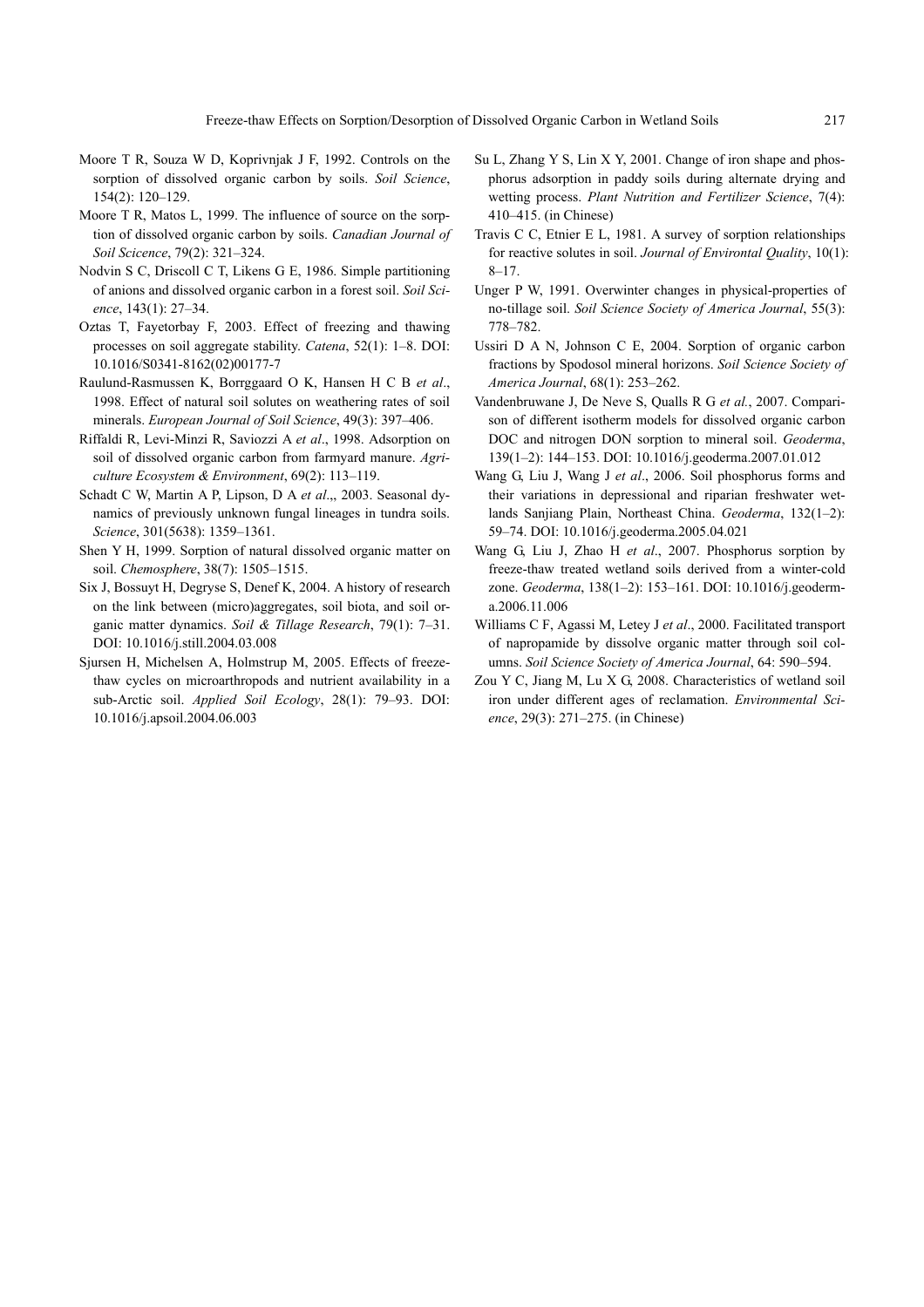Moore T R, Souza W D, Koprivnjak J F, 1992. Controls on the sorption of dissolved organic carbon by soils. *Soil Science*, 154(2): 120–129.

Moore T R, Matos L, 1999. The influence of source on the sorption of dissolved organic carbon by soils. *Canadian Journal of Soil Scicence*, 79(2): 321–324.

Nodvin S C, Driscoll C T, Likens G E, 1986. Simple partitioning of anions and dissolved organic carbon in a forest soil. *Soil Science*, 143(1): 27–34.

Oztas T, Fayetorbay F, 2003. Effect of freezing and thawing processes on soil aggregate stability. *Catena*, 52(1): 1–8. DOI: 10.1016/S0341-8162(02)00177-7

Raulund-Rasmussen K, Borrggaard O K, Hansen H C B *et al*., 1998. Effect of natural soil solutes on weathering rates of soil minerals. *European Journal of Soil Science*, 49(3): 397–406.

Riffaldi R, Levi-Minzi R, Saviozzi A *et al*., 1998. Adsorption on soil of dissolved organic carbon from farmyard manure. *Agriculture Ecosystem & Environment*, 69(2): 113–119.

Schadt C W, Martin A P, Lipson, D A *et al*.,, 2003. Seasonal dynamics of previously unknown fungal lineages in tundra soils. *Science*, 301(5638): 1359–1361.

Shen Y H, 1999. Sorption of natural dissolved organic matter on soil. *Chemosphere*, 38(7): 1505–1515.

Six J, Bossuyt H, Degryse S, Denef K, 2004. A history of research on the link between (micro)aggregates, soil biota, and soil organic matter dynamics. *Soil & Tillage Research*, 79(1): 7–31. DOI: 10.1016/j.still.2004.03.008

Sjursen H, Michelsen A, Holmstrup M, 2005. Effects of freeze-thaw cycles on microarthropods and nutrient availability in a sub-Arctic soil. *Applied Soil Ecology*, 28(1): 79–93. DOI: 10.1016/j.apsoil.2004.06.003

Su L, Zhang Y S, Lin X Y, 2001. Change of iron shape and phosphorus adsorption in paddy soils during alternate drying and wetting process. *Plant Nutrition and Fertilizer Science*, 7(4): 410–415. (in Chinese)

Travis C C, Etnier E L, 1981. A survey of sorption relationships for reactive solutes in soil. *Journal of Environtal Quality*, 10(1): 8–17.

Unger P W, 1991. Overwinter changes in physical-properties of no-tillage soil. *Soil Science Society of America Journal*, 55(3): 778–782.

Ussiri D A N, Johnson C E, 2004. Sorption of organic carbon fractions by Spodosol mineral horizons. *Soil Science Society of America Journal*, 68(1): 253–262.

Vandenbruwane J, De Neve S, Qualls R G *et al.*, 2007. Comparison of different isotherm models for dissolved organic carbon DOC and nitrogen DON sorption to mineral soil. *Geoderma*, 139(1–2): 144–153. DOI: 10.1016/j.geoderma.2007.01.012

Wang G, Liu J, Wang J *et al*., 2006. Soil phosphorus forms and their variations in depressional and riparian freshwater wetlands Sanjiang Plain, Northeast China. *Geoderma*, 132(1–2): 59–74. DOI: 10.1016/j.geoderma.2005.04.021

Wang G, Liu J, Zhao H *et al*., 2007. Phosphorus sorption by freeze-thaw treated wetland soils derived from a winter-cold zone. *Geoderma*, 138(1–2): 153–161. DOI: 10.1016/j.geoderma.2006.11.006

Williams C F, Agassi M, Letey J *et al*., 2000. Facilitated transport of napropamide by dissolve organic matter through soil columns. *Soil Science Society of America Journal*, 64: 590–594.

Zou Y C, Jiang M, Lu X G, 2008. Characteristics of wetland soil iron under different ages of reclamation. *Environmental Science*, 29(3): 271–275. (in Chinese)